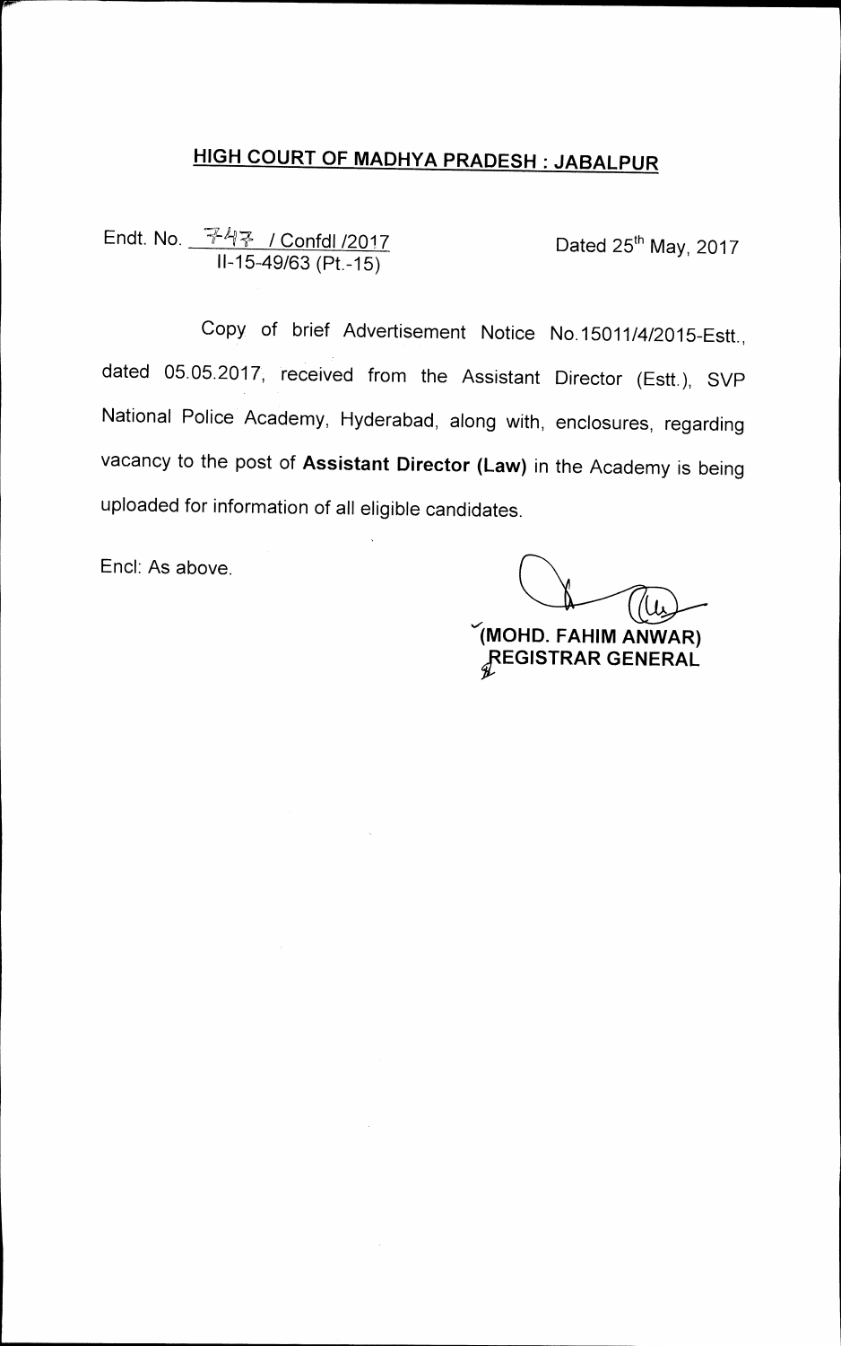# HIGH COURT OF MADHYA PRADESH : JABALPUR

Endt. No. 747 / Confdl /2017
II-15-49/63 (Pt.-15)

Dated 25th May, 2017

Copy of brief Advertisement Notice No.15011/4/2015-Estt., dated 05.05.2017, received from the Assistant Director (Estt.), SVP National Police Academy, Hyderabad, along with, enclosures, regarding vacancy to the post of **Assistant Director (Law)** in the Academy is being uploaded for information of all eligible candidates.

Encl: As above.

**(MOHD. FAHIM ANWAR)**
**REGISTRAR GENERAL**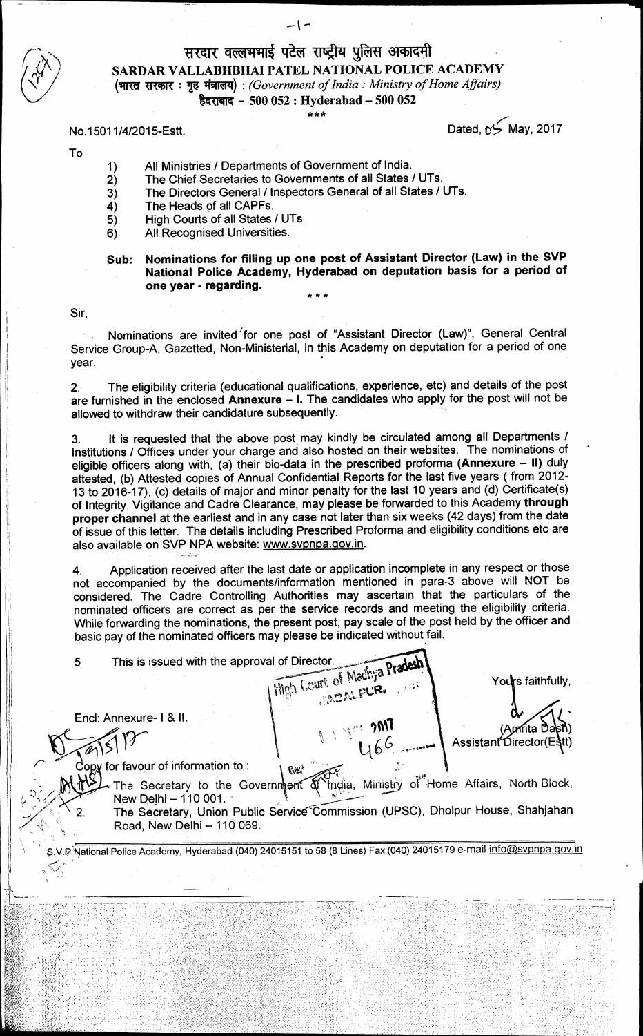# सरदार वल्लभभाई पटेल राष्ट्रीय पुलिस अकादमी

# SARDAR VALLABHBHAI PATEL NATIONAL POLICE ACADEMY

**(भारत सरकार : गृह मंत्रालय)** : *(Government of India : Ministry of Home Affairs)*

**हैदराबाद - 500 052 : Hyderabad – 500 052**

\*\*\*

No.15011/4/2015-Estt. Dated, 05 May, 2017

To

1) All Ministries / Departments of Government of India.
2) The Chief Secretaries to Governments of all States / UTs.
3) The Directors General / Inspectors General of all States / UTs.
4) The Heads of all CAPFs.
5) High Courts of all States / UTs.
6) All Recognised Universities.

**Sub: Nominations for filling up one post of Assistant Director (Law) in the SVP National Police Academy, Hyderabad on deputation basis for a period of one year - regarding.**

\*\*\*

Sir,

Nominations are invited for one post of "Assistant Director (Law)", General Central Service Group-A, Gazetted, Non-Ministerial, in this Academy on deputation for a period of one year.

2. The eligibility criteria (educational qualifications, experience, etc) and details of the post are furnished in the enclosed **Annexure – I.** The candidates who apply for the post will not be allowed to withdraw their candidature subsequently.

3. It is requested that the above post may kindly be circulated among all Departments / Institutions / Offices under your charge and also hosted on their websites. The nominations of eligible officers along with, (a) their bio-data in the prescribed proforma **(Annexure – II)** duly attested, (b) Attested copies of Annual Confidential Reports for the last five years ( from 2012-13 to 2016-17), (c) details of major and minor penalty for the last 10 years and (d) Certificate(s) of Integrity, Vigilance and Cadre Clearance, may please be forwarded to this Academy **through proper channel** at the earliest and in any case not later than six weeks (42 days) from the date of issue of this letter. The details including Prescribed Proforma and eligibility conditions etc are also available on SVP NPA website: www.svpnpa.gov.in.

4. Application received after the last date or application incomplete in any respect or those not accompanied by the documents/information mentioned in para-3 above will **NOT** be considered. The Cadre Controlling Authorities may ascertain that the particulars of the nominated officers are correct as per the service records and meeting the eligibility criteria. While forwarding the nominations, the present post, pay scale of the post held by the officer and basic pay of the nominated officers may please be indicated without fail.

5 This is issued with the approval of Director.

Encl: Annexure- I & II.

Yours faithfully,

(Amrita Dash)
Assistant Director(Estt)

Copy for favour of information to :

1. The Secretary to the Government of India, Ministry of Home Affairs, North Block, New Delhi – 110 001.
2. The Secretary, Union Public Service Commission (UPSC), Dholpur House, Shahjahan Road, New Delhi – 110 069.

S.V.P National Police Academy, Hyderabad (040) 24015151 to 58 (8 Lines) Fax (040) 24015179 e-mail info@svpnpa.gov.in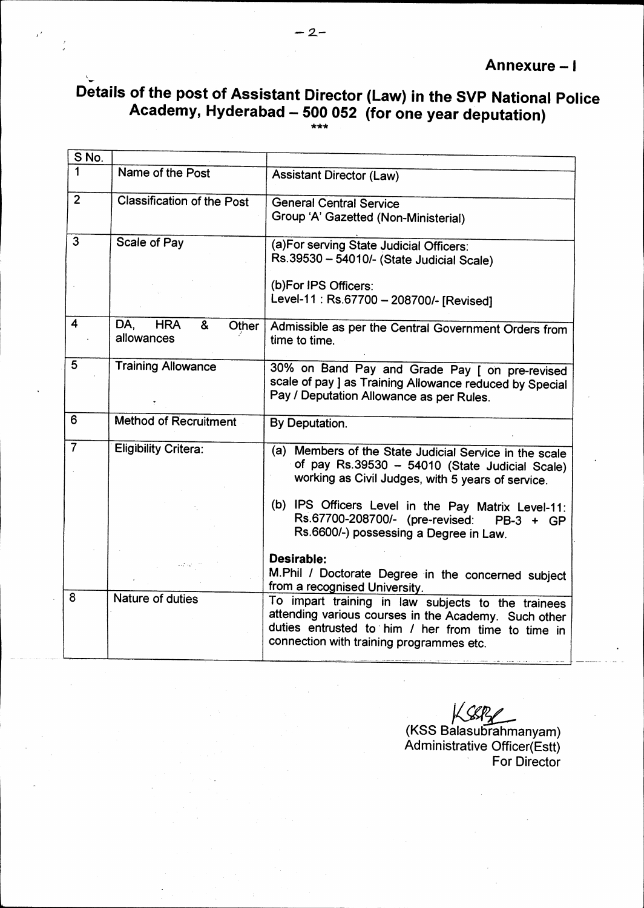**Annexure – I**

# Details of the post of Assistant Director (Law) in the SVP National Police Academy, Hyderabad – 500 052 (for one year deputation)

***

| S No. | | |
|---|---|---|
| 1 | Name of the Post | Assistant Director (Law) |
| 2 | Classification of the Post | General Central Service<br>Group 'A' Gazetted (Non-Ministerial) |
| 3 | Scale of Pay | (a)For serving State Judicial Officers:<br>Rs.39530 – 54010/- (State Judicial Scale)<br><br>(b)For IPS Officers:<br>Level-11 : Rs.67700 – 208700/- [Revised] |
| 4 | DA, HRA & Other allowances | Admissible as per the Central Government Orders from time to time. |
| 5 | Training Allowance | 30% on Band Pay and Grade Pay [ on pre-revised scale of pay ] as Training Allowance reduced by Special Pay / Deputation Allowance as per Rules. |
| 6 | Method of Recruitment | By Deputation. |
| 7 | Eligibility Critera: | (a) Members of the State Judicial Service in the scale of pay Rs.39530 – 54010 (State Judicial Scale) working as Civil Judges, with 5 years of service.<br><br>(b) IPS Officers Level in the Pay Matrix Level-11: Rs.67700-208700/- (pre-revised: PB-3 + GP Rs.6600/-) possessing a Degree in Law.<br><br>**Desirable:**<br>M.Phil / Doctorate Degree in the concerned subject from a recognised University. |
| 8 | Nature of duties | To impart training in law subjects to the trainees attending various courses in the Academy. Such other duties entrusted to him / her from time to time in connection with training programmes etc. |

(KSS Balasubrahmanyam)
Administrative Officer(Estt)
For Director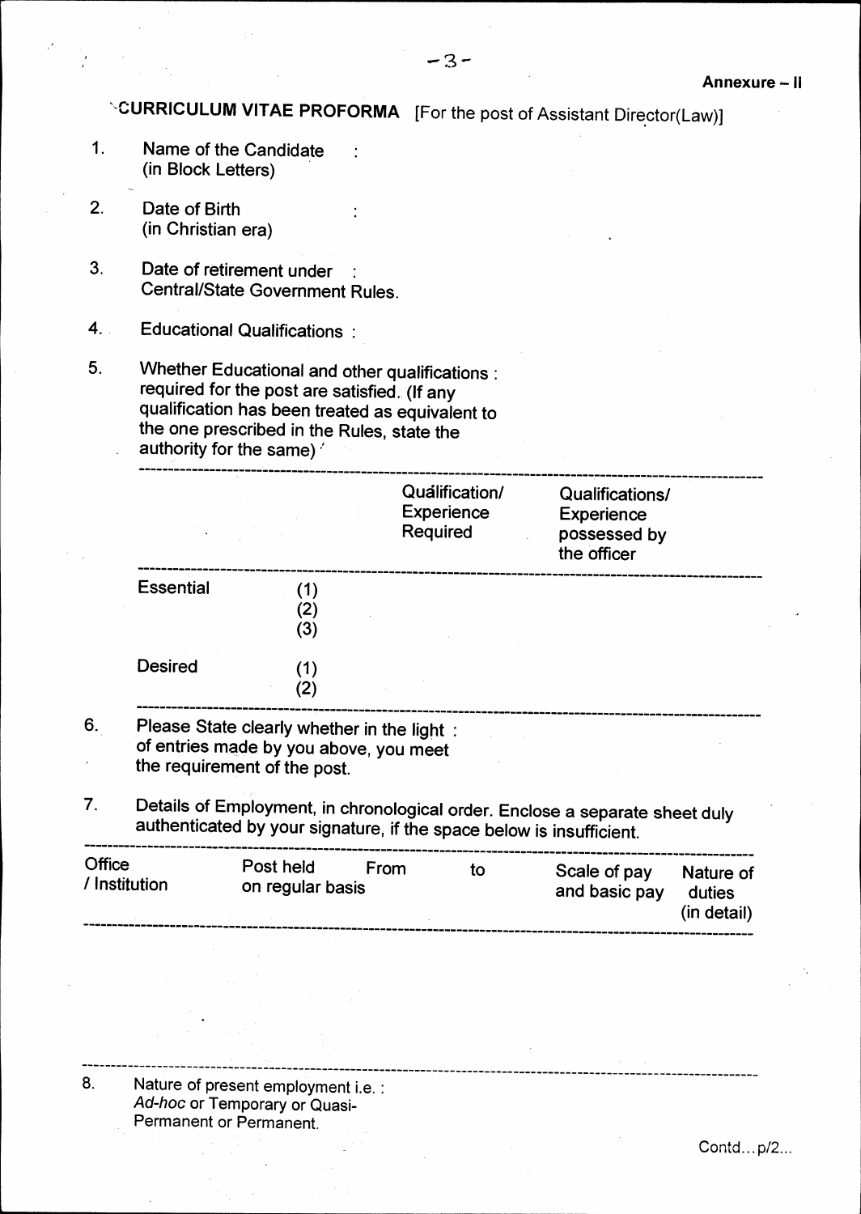Annexure – II

## CURRICULUM VITAE PROFORMA [For the post of Assistant Director(Law)]

1. Name of the Candidate (in Block Letters) :

2. Date of Birth (in Christian era) :

3. Date of retirement under Central/State Government Rules. :

4. Educational Qualifications :

5. Whether Educational and other qualifications required for the post are satisfied. (If any qualification has been treated as equivalent to the one prescribed in the Rules, state the authority for the same) :

| | | Qualification/ Experience Required | Qualifications/ Experience possessed by the officer |
|---|---|---|---|
| Essential | (1) | | |
| | (2) | | |
| | (3) | | |
| Desired | (1) | | |
| | (2) | | |

6. Please State clearly whether in the light of entries made by you above, you meet the requirement of the post. :

7. Details of Employment, in chronological order. Enclose a separate sheet duly authenticated by your signature, if the space below is insufficient.

| Office / Institution | Post held on regular basis | From | to | Scale of pay and basic pay | Nature of duties (in detail) |
|---|---|---|---|---|---|
| | | | | | |

8. Nature of present employment i.e. *Ad-hoc* or Temporary or Quasi-Permanent or Permanent. :

Contd...p/2...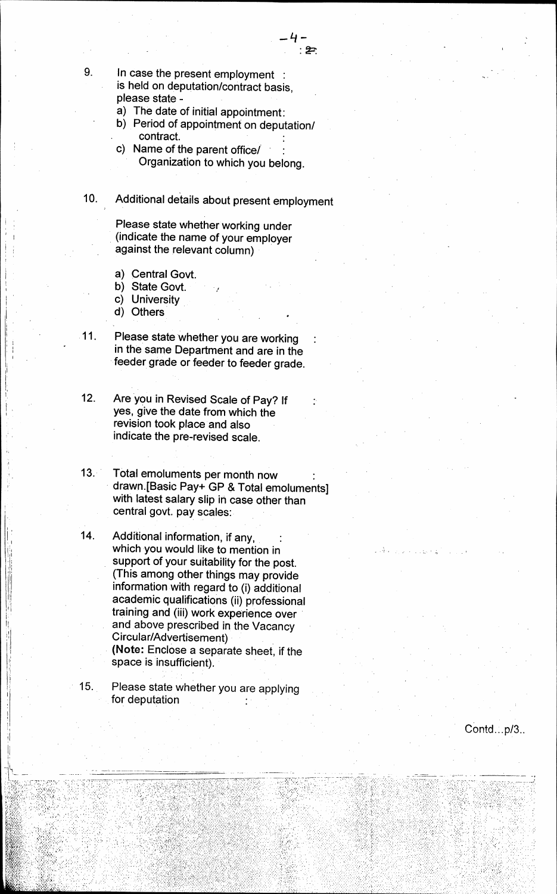9. In case the present employment is held on deputation/contract basis, please state - :
   a) The date of initial appointment:
   b) Period of appointment on deputation/ contract. :
   c) Name of the parent office/ Organization to which you belong. :

10. Additional details about present employment

    Please state whether working under (indicate the name of your employer against the relevant column)

    a) Central Govt.
    b) State Govt.
    c) University
    d) Others

11. Please state whether you are working in the same Department and are in the feeder grade or feeder to feeder grade. :

12. Are you in Revised Scale of Pay? If yes, give the date from which the revision took place and also indicate the pre-revised scale. :

13. Total emoluments per month now drawn.[Basic Pay+ GP & Total emoluments] with latest salary slip in case other than central govt. pay scales: :

14. Additional information, if any, which you would like to mention in support of your suitability for the post. (This among other things may provide information with regard to (i) additional academic qualifications (ii) professional training and (iii) work experience over and above prescribed in the Vacancy Circular/Advertisement) :
    **(Note:** Enclose a separate sheet, if the space is insufficient).

15. Please state whether you are applying for deputation :

Contd...p/3..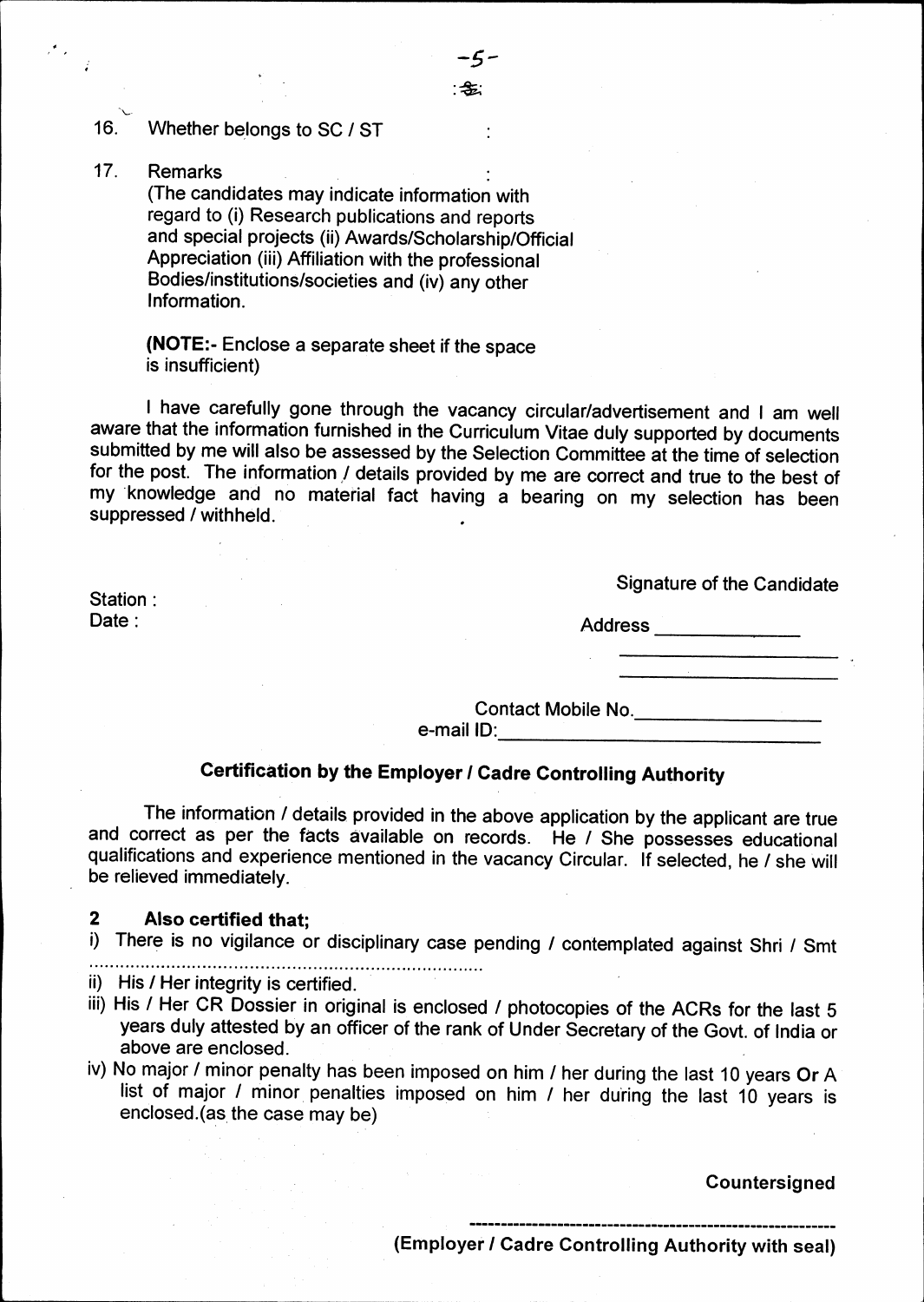16. Whether belongs to SC / ST :

17. Remarks :
(The candidates may indicate information with regard to (i) Research publications and reports and special projects (ii) Awards/Scholarship/Official Appreciation (iii) Affiliation with the professional Bodies/institutions/societies and (iv) any other Information.

**(NOTE:-** Enclose a separate sheet if the space is insufficient)

I have carefully gone through the vacancy circular/advertisement and I am well aware that the information furnished in the Curriculum Vitae duly supported by documents submitted by me will also be assessed by the Selection Committee at the time of selection for the post. The information / details provided by me are correct and true to the best of my knowledge and no material fact having a bearing on my selection has been suppressed / withheld.

Signature of the Candidate

Station :
Date :

Address ______________
______________________
______________________

Contact Mobile No.__________________
e-mail ID:______________________________

## Certification by the Employer / Cadre Controlling Authority

The information / details provided in the above application by the applicant are true and correct as per the facts available on records. He / She possesses educational qualifications and experience mentioned in the vacancy Circular. If selected, he / she will be relieved immediately.

**2 Also certified that;**

i) There is no vigilance or disciplinary case pending / contemplated against Shri / Smt ..........................................................................

ii) His / Her integrity is certified.

iii) His / Her CR Dossier in original is enclosed / photocopies of the ACRs for the last 5 years duly attested by an officer of the rank of Under Secretary of the Govt. of India or above are enclosed.

iv) No major / minor penalty has been imposed on him / her during the last 10 years **Or** A list of major / minor penalties imposed on him / her during the last 10 years is enclosed.(as the case may be)

**Countersigned**

---------------------------------------------------------

**(Employer / Cadre Controlling Authority with seal)**